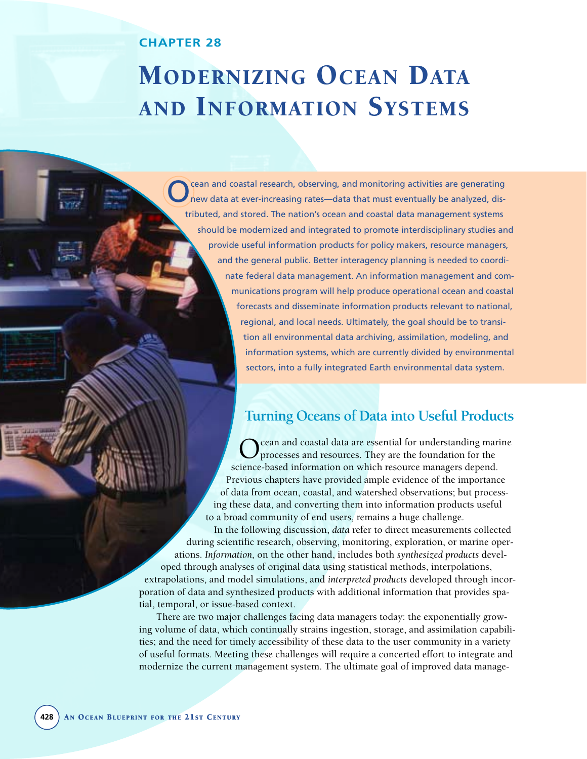CHAPTER 28

# Modernizing Ocean Data and Information Systems

Ocean and coastal research, observing, and monitoring activities are generating new data at ever-increasing rates—data that must eventually be analyzed, distributed, and stored. The nation's ocean and coastal data management systems should be modernized and integrated to promote interdisciplinary studies and provide useful information products for policy makers, resource managers, and the general public. Better interagency planning is needed to coordinate federal data management. An information management and communications program will help produce operational ocean and coastal forecasts and disseminate information products relevant to national, regional, and local needs. Ultimately, the goal should be to transition all environmental data archiving, assimilation, modeling, and information systems, which are currently divided by environmental sectors, into a fully integrated Earth environmental data system.

## Turning Oceans of Data into Useful Products

Ocean and coastal data are essential for understanding marine processes and resources. They are the foundation for the science-based information on which resource managers depend. Previous chapters have provided ample evidence of the importance of data from ocean, coastal, and watershed observations; but processing these data, and converting them into information products useful to a broad community of end users, remains a huge challenge.

In the following discussion, *data* refer to direct measurements collected during scientific research, observing, monitoring, exploration, or marine operations. *Information,* on the other hand, includes both *synthesized products* developed through analyses of original data using statistical methods, interpolations, extrapolations, and model simulations, and *interpreted products* developed through incorporation of data and synthesized products with additional information that provides spatial, temporal, or issue-based context.

There are two major challenges facing data managers today: the exponentially growing volume of data, which continually strains ingestion, storage, and assimilation capabilities; and the need for timely accessibility of these data to the user community in a variety of useful formats. Meeting these challenges will require a concerted effort to integrate and modernize the current management system. The ultimate goal of improved data manage-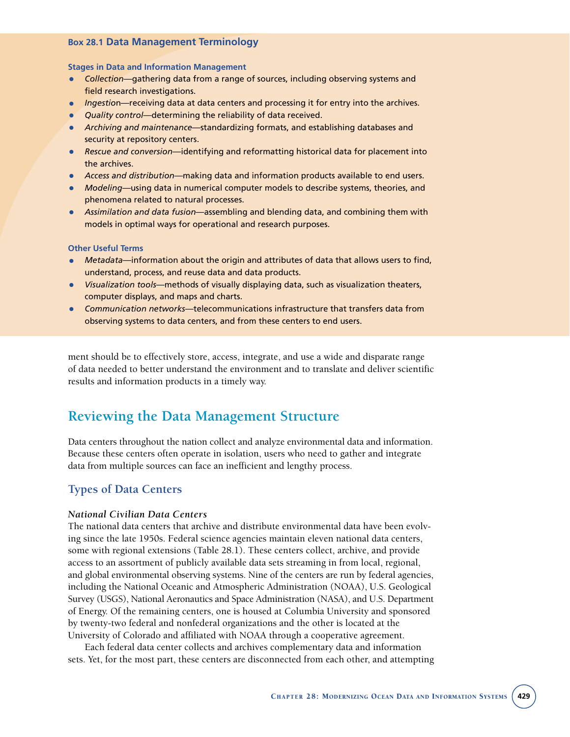### Box 28.1 Data Management Terminology

**Stages in Data and Information Management**

- *Collection*—gathering data from a range of sources, including observing systems and field research investigations.
- *Ingestion*—receiving data at data centers and processing it for entry into the archives.
- *Quality control*—determining the reliability of data received.
- *Archiving and maintenance*—standardizing formats, and establishing databases and security at repository centers.
- *Rescue and conversion*—identifying and reformatting historical data for placement into the archives.
- *Access and distribution*—making data and information products available to end users.
- *Modeling*—using data in numerical computer models to describe systems, theories, and phenomena related to natural processes.
- *Assimilation and data fusion*—assembling and blending data, and combining them with models in optimal ways for operational and research purposes.

**Other Useful Terms**

- *Metadata*—information about the origin and attributes of data that allows users to find, understand, process, and reuse data and data products.
- *Visualization tools*—methods of visually displaying data, such as visualization theaters, computer displays, and maps and charts.
- *Communication networks*—telecommunications infrastructure that transfers data from observing systems to data centers, and from these centers to end users.

ment should be to effectively store, access, integrate, and use a wide and disparate range of data needed to better understand the environment and to translate and deliver scientific results and information products in a timely way.

## Reviewing the Data Management Structure

Data centers throughout the nation collect and analyze environmental data and information. Because these centers often operate in isolation, users who need to gather and integrate data from multiple sources can face an inefficient and lengthy process.

### Types of Data Centers

#### *National Civilian Data Centers*

The national data centers that archive and distribute environmental data have been evolving since the late 1950s. Federal science agencies maintain eleven national data centers, some with regional extensions (Table 28.1). These centers collect, archive, and provide access to an assortment of publicly available data sets streaming in from local, regional, and global environmental observing systems. Nine of the centers are run by federal agencies, including the National Oceanic and Atmospheric Administration (NOAA), U.S. Geological Survey (USGS), National Aeronautics and Space Administration (NASA), and U.S. Department of Energy. Of the remaining centers, one is housed at Columbia University and sponsored by twenty-two federal and nonfederal organizations and the other is located at the University of Colorado and affiliated with NOAA through a cooperative agreement.

Each federal data center collects and archives complementary data and information sets. Yet, for the most part, these centers are disconnected from each other, and attempting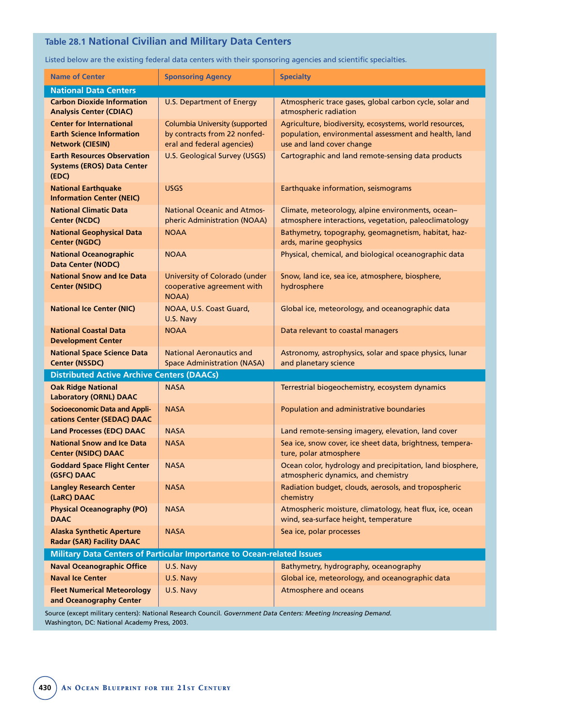### Table 28.1 National Civilian and Military Data Centers

Listed below are the existing federal data centers with their sponsoring agencies and scientific specialties.

| Name of Center | Sponsoring Agency | Specialty |
|---|---|---|
| **National Data Centers** | | |
| **Carbon Dioxide Information Analysis Center (CDIAC)** | U.S. Department of Energy | Atmospheric trace gases, global carbon cycle, solar and atmospheric radiation |
| **Center for International Earth Science Information Network (CIESIN)** | Columbia University (supported by contracts from 22 nonfederal and federal agencies) | Agriculture, biodiversity, ecosystems, world resources, population, environmental assessment and health, land use and land cover change |
| **Earth Resources Observation Systems (EROS) Data Center (EDC)** | U.S. Geological Survey (USGS) | Cartographic and land remote-sensing data products |
| **National Earthquake Information Center (NEIC)** | USGS | Earthquake information, seismograms |
| **National Climatic Data Center (NCDC)** | National Oceanic and Atmospheric Administration (NOAA) | Climate, meteorology, alpine environments, ocean–atmosphere interactions, vegetation, paleoclimatology |
| **National Geophysical Data Center (NGDC)** | NOAA | Bathymetry, topography, geomagnetism, habitat, hazards, marine geophysics |
| **National Oceanographic Data Center (NODC)** | NOAA | Physical, chemical, and biological oceanographic data |
| **National Snow and Ice Data Center (NSIDC)** | University of Colorado (under cooperative agreement with NOAA) | Snow, land ice, sea ice, atmosphere, biosphere, hydrosphere |
| **National Ice Center (NIC)** | NOAA, U.S. Coast Guard, U.S. Navy | Global ice, meteorology, and oceanographic data |
| **National Coastal Data Development Center** | NOAA | Data relevant to coastal managers |
| **National Space Science Data Center (NSSDC)** | National Aeronautics and Space Administration (NASA) | Astronomy, astrophysics, solar and space physics, lunar and planetary science |
| **Distributed Active Archive Centers (DAACs)** | | |
| **Oak Ridge National Laboratory (ORNL) DAAC** | NASA | Terrestrial biogeochemistry, ecosystem dynamics |
| **Socioeconomic Data and Applications Center (SEDAC) DAAC** | NASA | Population and administrative boundaries |
| **Land Processes (EDC) DAAC** | NASA | Land remote-sensing imagery, elevation, land cover |
| **National Snow and Ice Data Center (NSIDC) DAAC** | NASA | Sea ice, snow cover, ice sheet data, brightness, temperature, polar atmosphere |
| **Goddard Space Flight Center (GSFC) DAAC** | NASA | Ocean color, hydrology and precipitation, land biosphere, atmospheric dynamics, and chemistry |
| **Langley Research Center (LaRC) DAAC** | NASA | Radiation budget, clouds, aerosols, and tropospheric chemistry |
| **Physical Oceanography (PO) DAAC** | NASA | Atmospheric moisture, climatology, heat flux, ice, ocean wind, sea-surface height, temperature |
| **Alaska Synthetic Aperture Radar (SAR) Facility DAAC** | NASA | Sea ice, polar processes |
| **Military Data Centers of Particular Importance to Ocean-related Issues** | | |
| **Naval Oceanographic Office** | U.S. Navy | Bathymetry, hydrography, oceanography |
| **Naval Ice Center** | U.S. Navy | Global ice, meteorology, and oceanographic data |
| **Fleet Numerical Meteorology and Oceanography Center** | U.S. Navy | Atmosphere and oceans |

Source (except military centers): National Research Council. *Government Data Centers: Meeting Increasing Demand.* Washington, DC: National Academy Press, 2003.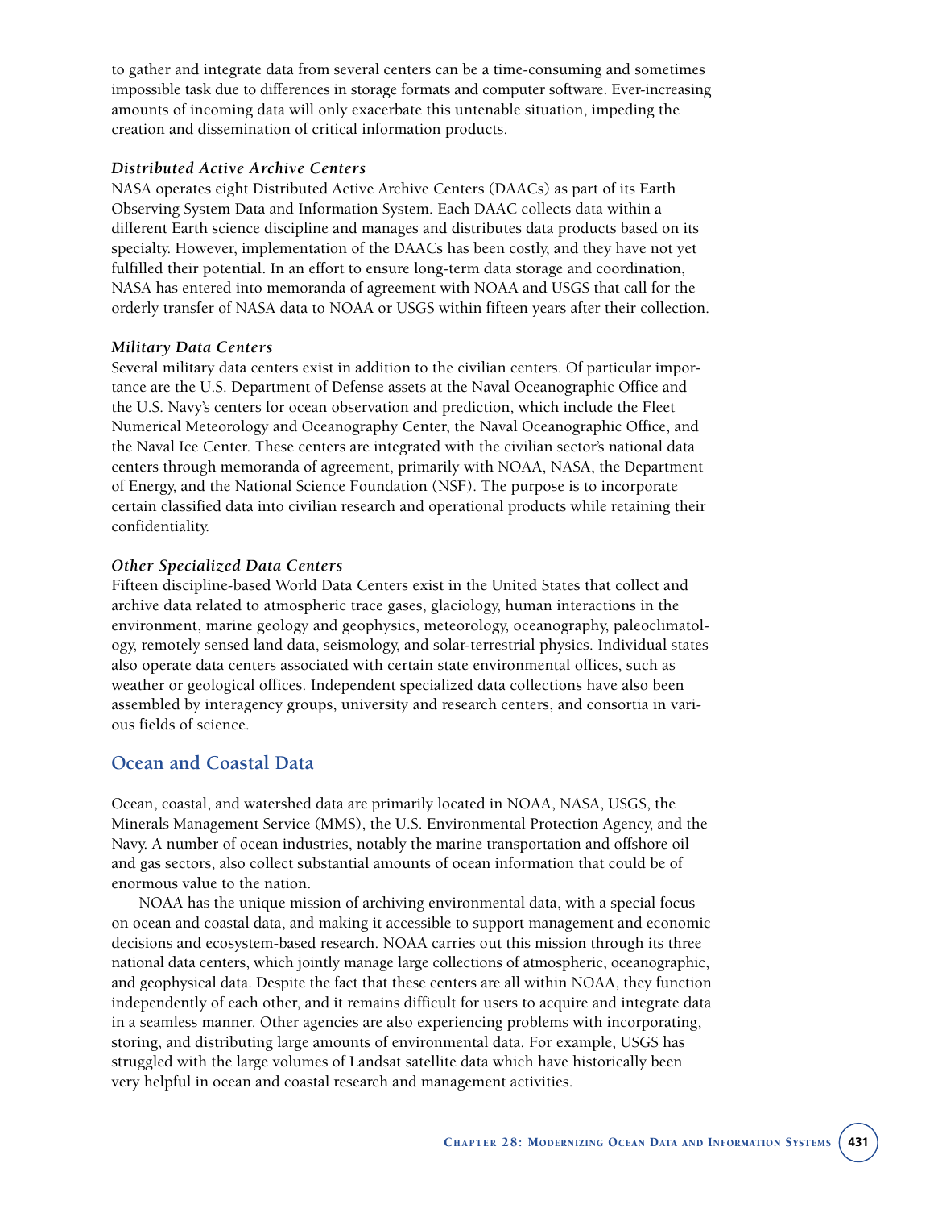to gather and integrate data from several centers can be a time-consuming and sometimes impossible task due to differences in storage formats and computer software. Ever-increasing amounts of incoming data will only exacerbate this untenable situation, impeding the creation and dissemination of critical information products.

#### *Distributed Active Archive Centers*

NASA operates eight Distributed Active Archive Centers (DAACs) as part of its Earth Observing System Data and Information System. Each DAAC collects data within a different Earth science discipline and manages and distributes data products based on its specialty. However, implementation of the DAACs has been costly, and they have not yet fulfilled their potential. In an effort to ensure long-term data storage and coordination, NASA has entered into memoranda of agreement with NOAA and USGS that call for the orderly transfer of NASA data to NOAA or USGS within fifteen years after their collection.

#### *Military Data Centers*

Several military data centers exist in addition to the civilian centers. Of particular importance are the U.S. Department of Defense assets at the Naval Oceanographic Office and the U.S. Navy's centers for ocean observation and prediction, which include the Fleet Numerical Meteorology and Oceanography Center, the Naval Oceanographic Office, and the Naval Ice Center. These centers are integrated with the civilian sector's national data centers through memoranda of agreement, primarily with NOAA, NASA, the Department of Energy, and the National Science Foundation (NSF). The purpose is to incorporate certain classified data into civilian research and operational products while retaining their confidentiality.

#### *Other Specialized Data Centers*

Fifteen discipline-based World Data Centers exist in the United States that collect and archive data related to atmospheric trace gases, glaciology, human interactions in the environment, marine geology and geophysics, meteorology, oceanography, paleoclimatology, remotely sensed land data, seismology, and solar-terrestrial physics. Individual states also operate data centers associated with certain state environmental offices, such as weather or geological offices. Independent specialized data collections have also been assembled by interagency groups, university and research centers, and consortia in various fields of science.

## Ocean and Coastal Data

Ocean, coastal, and watershed data are primarily located in NOAA, NASA, USGS, the Minerals Management Service (MMS), the U.S. Environmental Protection Agency, and the Navy. A number of ocean industries, notably the marine transportation and offshore oil and gas sectors, also collect substantial amounts of ocean information that could be of enormous value to the nation.

NOAA has the unique mission of archiving environmental data, with a special focus on ocean and coastal data, and making it accessible to support management and economic decisions and ecosystem-based research. NOAA carries out this mission through its three national data centers, which jointly manage large collections of atmospheric, oceanographic, and geophysical data. Despite the fact that these centers are all within NOAA, they function independently of each other, and it remains difficult for users to acquire and integrate data in a seamless manner. Other agencies are also experiencing problems with incorporating, storing, and distributing large amounts of environmental data. For example, USGS has struggled with the large volumes of Landsat satellite data which have historically been very helpful in ocean and coastal research and management activities.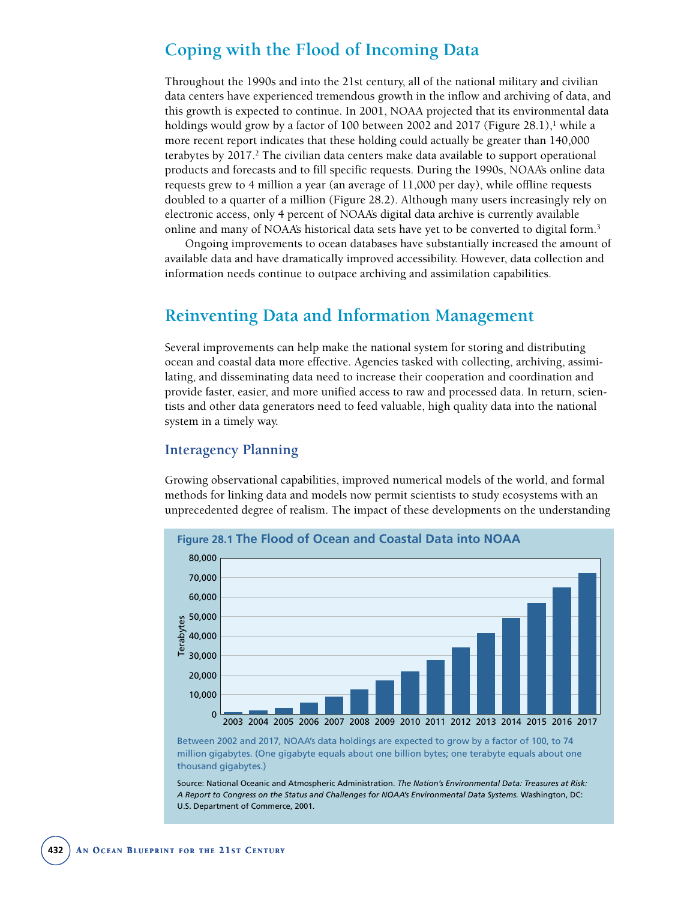## Coping with the Flood of Incoming Data

Throughout the 1990s and into the 21st century, all of the national military and civilian data centers have experienced tremendous growth in the inflow and archiving of data, and this growth is expected to continue. In 2001, NOAA projected that its environmental data holdings would grow by a factor of 100 between 2002 and 2017 (Figure 28.1),[1] while a more recent report indicates that these holding could actually be greater than 140,000 terabytes by 2017.[2] The civilian data centers make data available to support operational products and forecasts and to fill specific requests. During the 1990s, NOAA's online data requests grew to 4 million a year (an average of 11,000 per day), while offline requests doubled to a quarter of a million (Figure 28.2). Although many users increasingly rely on electronic access, only 4 percent of NOAA's digital data archive is currently available online and many of NOAA's historical data sets have yet to be converted to digital form.[3]

Ongoing improvements to ocean databases have substantially increased the amount of available data and have dramatically improved accessibility. However, data collection and information needs continue to outpace archiving and assimilation capabilities.

## Reinventing Data and Information Management

Several improvements can help make the national system for storing and distributing ocean and coastal data more effective. Agencies tasked with collecting, archiving, assimilating, and disseminating data need to increase their cooperation and coordination and provide faster, easier, and more unified access to raw and processed data. In return, scientists and other data generators need to feed valuable, high quality data into the national system in a timely way.

### Interagency Planning

Growing observational capabilities, improved numerical models of the world, and formal methods for linking data and models now permit scientists to study ecosystems with an unprecedented degree of realism. The impact of these developments on the understanding

**Figure 28.1 The Flood of Ocean and Coastal Data into NOAA**

Between 2002 and 2017, NOAA's data holdings are expected to grow by a factor of 100, to 74 million gigabytes. (One gigabyte equals about one billion bytes; one terabyte equals about one thousand gigabytes.)

Source: National Oceanic and Atmospheric Administration. *The Nation's Environmental Data: Treasures at Risk: A Report to Congress on the Status and Challenges for NOAA's Environmental Data Systems.* Washington, DC: U.S. Department of Commerce, 2001.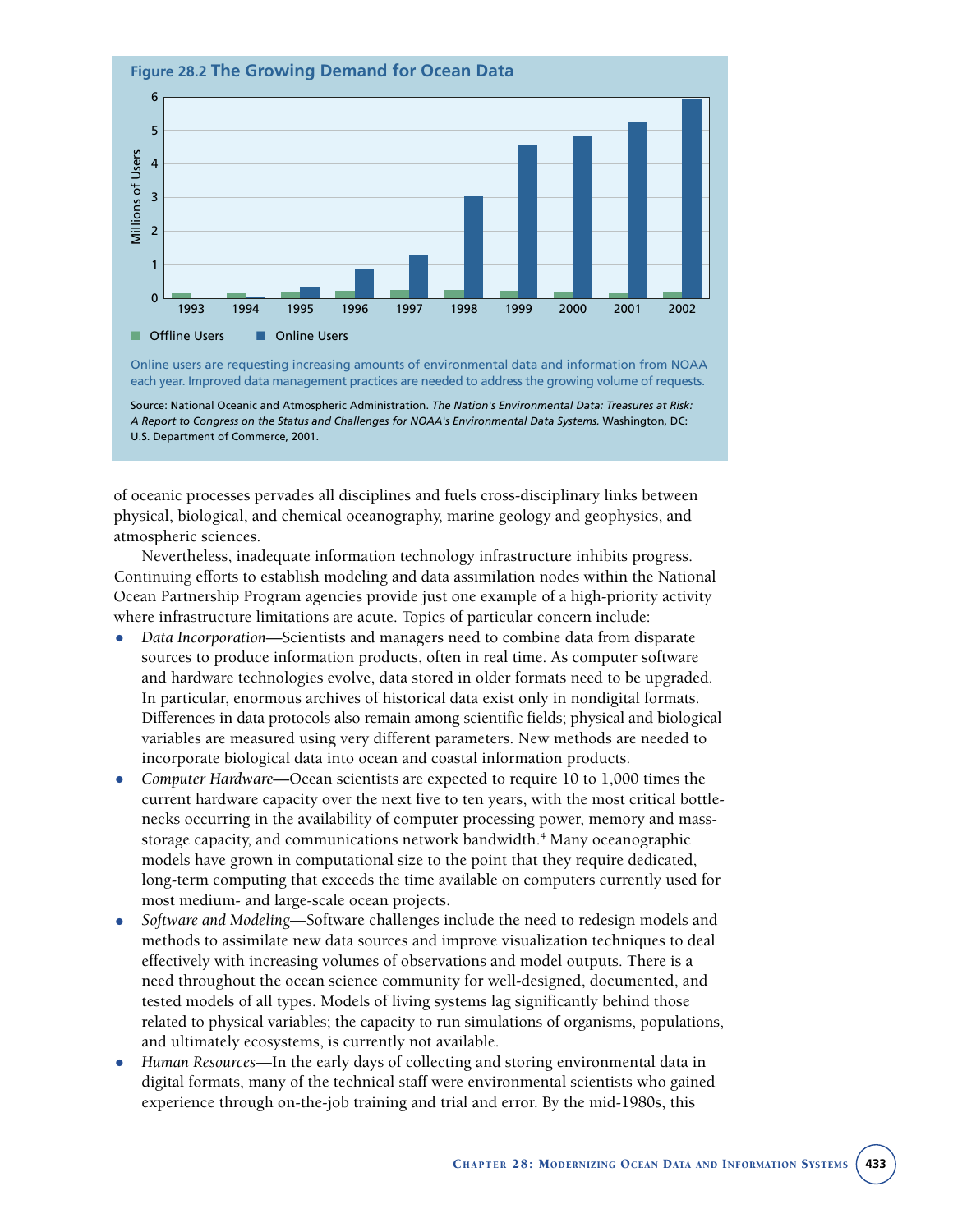**Figure 28.2 The Growing Demand for Ocean Data**

Online users are requesting increasing amounts of environmental data and information from NOAA each year. Improved data management practices are needed to address the growing volume of requests.

Source: National Oceanic and Atmospheric Administration. *The Nation's Environmental Data: Treasures at Risk: A Report to Congress on the Status and Challenges for NOAA's Environmental Data Systems.* Washington, DC: U.S. Department of Commerce, 2001.

of oceanic processes pervades all disciplines and fuels cross-disciplinary links between physical, biological, and chemical oceanography, marine geology and geophysics, and atmospheric sciences.

Nevertheless, inadequate information technology infrastructure inhibits progress. Continuing efforts to establish modeling and data assimilation nodes within the National Ocean Partnership Program agencies provide just one example of a high-priority activity where infrastructure limitations are acute. Topics of particular concern include:

- *Data Incorporation*—Scientists and managers need to combine data from disparate sources to produce information products, often in real time. As computer software and hardware technologies evolve, data stored in older formats need to be upgraded. In particular, enormous archives of historical data exist only in nondigital formats. Differences in data protocols also remain among scientific fields; physical and biological variables are measured using very different parameters. New methods are needed to incorporate biological data into ocean and coastal information products.
- *Computer Hardware*—Ocean scientists are expected to require 10 to 1,000 times the current hardware capacity over the next five to ten years, with the most critical bottlenecks occurring in the availability of computer processing power, memory and mass-storage capacity, and communications network bandwidth.[4] Many oceanographic models have grown in computational size to the point that they require dedicated, long-term computing that exceeds the time available on computers currently used for most medium- and large-scale ocean projects.
- *Software and Modeling*—Software challenges include the need to redesign models and methods to assimilate new data sources and improve visualization techniques to deal effectively with increasing volumes of observations and model outputs. There is a need throughout the ocean science community for well-designed, documented, and tested models of all types. Models of living systems lag significantly behind those related to physical variables; the capacity to run simulations of organisms, populations, and ultimately ecosystems, is currently not available.
- *Human Resources*—In the early days of collecting and storing environmental data in digital formats, many of the technical staff were environmental scientists who gained experience through on-the-job training and trial and error. By the mid-1980s, this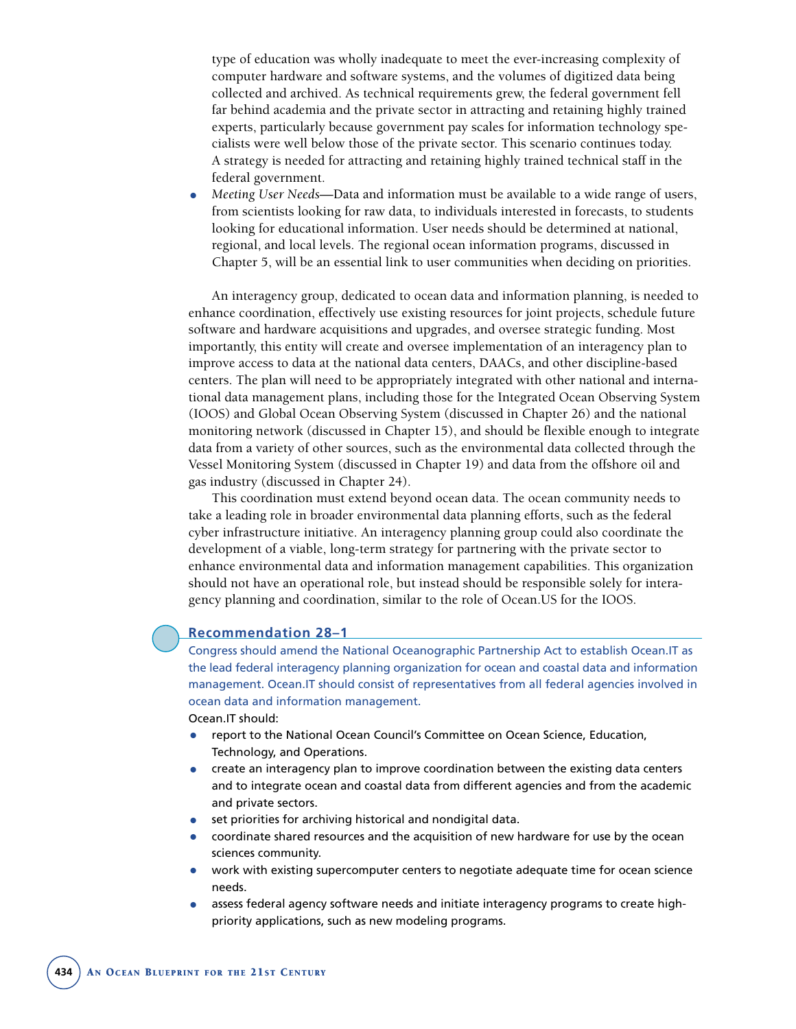type of education was wholly inadequate to meet the ever-increasing complexity of computer hardware and software systems, and the volumes of digitized data being collected and archived. As technical requirements grew, the federal government fell far behind academia and the private sector in attracting and retaining highly trained experts, particularly because government pay scales for information technology specialists were well below those of the private sector. This scenario continues today. A strategy is needed for attracting and retaining highly trained technical staff in the federal government.

- *Meeting User Needs*—Data and information must be available to a wide range of users, from scientists looking for raw data, to individuals interested in forecasts, to students looking for educational information. User needs should be determined at national, regional, and local levels. The regional ocean information programs, discussed in Chapter 5, will be an essential link to user communities when deciding on priorities.

An interagency group, dedicated to ocean data and information planning, is needed to enhance coordination, effectively use existing resources for joint projects, schedule future software and hardware acquisitions and upgrades, and oversee strategic funding. Most importantly, this entity will create and oversee implementation of an interagency plan to improve access to data at the national data centers, DAACs, and other discipline-based centers. The plan will need to be appropriately integrated with other national and international data management plans, including those for the Integrated Ocean Observing System (IOOS) and Global Ocean Observing System (discussed in Chapter 26) and the national monitoring network (discussed in Chapter 15), and should be flexible enough to integrate data from a variety of other sources, such as the environmental data collected through the Vessel Monitoring System (discussed in Chapter 19) and data from the offshore oil and gas industry (discussed in Chapter 24).

This coordination must extend beyond ocean data. The ocean community needs to take a leading role in broader environmental data planning efforts, such as the federal cyber infrastructure initiative. An interagency planning group could also coordinate the development of a viable, long-term strategy for partnering with the private sector to enhance environmental data and information management capabilities. This organization should not have an operational role, but instead should be responsible solely for interagency planning and coordination, similar to the role of Ocean.US for the IOOS.

### Recommendation 28–1

Congress should amend the National Oceanographic Partnership Act to establish Ocean.IT as the lead federal interagency planning organization for ocean and coastal data and information management. Ocean.IT should consist of representatives from all federal agencies involved in ocean data and information management.

Ocean.IT should:

- report to the National Ocean Council's Committee on Ocean Science, Education, Technology, and Operations.
- create an interagency plan to improve coordination between the existing data centers and to integrate ocean and coastal data from different agencies and from the academic and private sectors.
- set priorities for archiving historical and nondigital data.
- coordinate shared resources and the acquisition of new hardware for use by the ocean sciences community.
- work with existing supercomputer centers to negotiate adequate time for ocean science needs.
- assess federal agency software needs and initiate interagency programs to create high-priority applications, such as new modeling programs.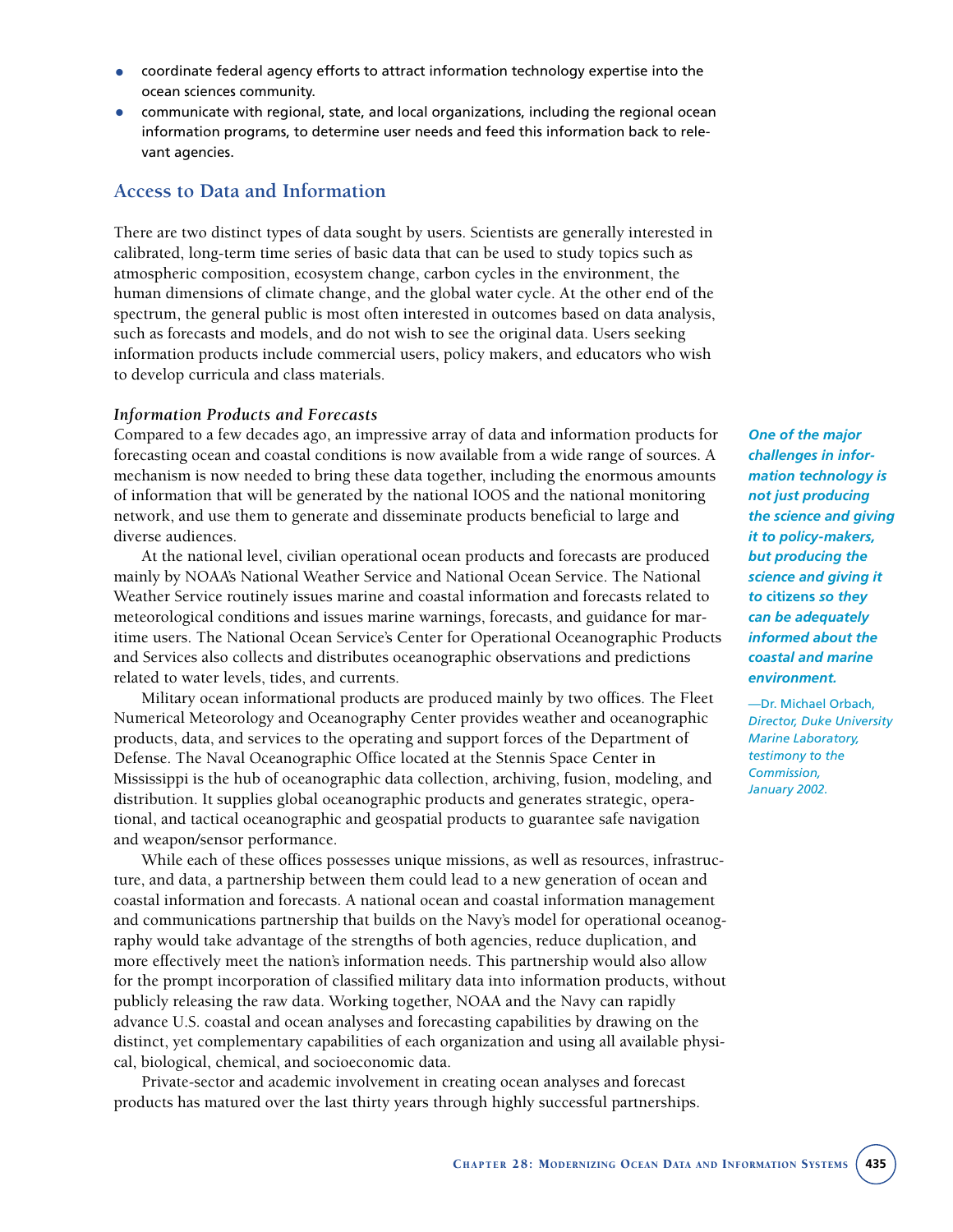- coordinate federal agency efforts to attract information technology expertise into the ocean sciences community.
- communicate with regional, state, and local organizations, including the regional ocean information programs, to determine user needs and feed this information back to relevant agencies.

## Access to Data and Information

There are two distinct types of data sought by users. Scientists are generally interested in calibrated, long-term time series of basic data that can be used to study topics such as atmospheric composition, ecosystem change, carbon cycles in the environment, the human dimensions of climate change, and the global water cycle. At the other end of the spectrum, the general public is most often interested in outcomes based on data analysis, such as forecasts and models, and do not wish to see the original data. Users seeking information products include commercial users, policy makers, and educators who wish to develop curricula and class materials.

### *Information Products and Forecasts*

Compared to a few decades ago, an impressive array of data and information products for forecasting ocean and coastal conditions is now available from a wide range of sources. A mechanism is now needed to bring these data together, including the enormous amounts of information that will be generated by the national IOOS and the national monitoring network, and use them to generate and disseminate products beneficial to large and diverse audiences.

At the national level, civilian operational ocean products and forecasts are produced mainly by NOAA's National Weather Service and National Ocean Service. The National Weather Service routinely issues marine and coastal information and forecasts related to meteorological conditions and issues marine warnings, forecasts, and guidance for maritime users. The National Ocean Service's Center for Operational Oceanographic Products and Services also collects and distributes oceanographic observations and predictions related to water levels, tides, and currents.

Military ocean informational products are produced mainly by two offices. The Fleet Numerical Meteorology and Oceanography Center provides weather and oceanographic products, data, and services to the operating and support forces of the Department of Defense. The Naval Oceanographic Office located at the Stennis Space Center in Mississippi is the hub of oceanographic data collection, archiving, fusion, modeling, and distribution. It supplies global oceanographic products and generates strategic, operational, and tactical oceanographic and geospatial products to guarantee safe navigation and weapon/sensor performance.

While each of these offices possesses unique missions, as well as resources, infrastructure, and data, a partnership between them could lead to a new generation of ocean and coastal information and forecasts. A national ocean and coastal information management and communications partnership that builds on the Navy's model for operational oceanography would take advantage of the strengths of both agencies, reduce duplication, and more effectively meet the nation's information needs. This partnership would also allow for the prompt incorporation of classified military data into information products, without publicly releasing the raw data. Working together, NOAA and the Navy can rapidly advance U.S. coastal and ocean analyses and forecasting capabilities by drawing on the distinct, yet complementary capabilities of each organization and using all available physical, biological, chemical, and socioeconomic data.

Private-sector and academic involvement in creating ocean analyses and forecast products has matured over the last thirty years through highly successful partnerships.

> ***One of the major challenges in information technology is not just producing the science and giving it to policy-makers, but producing the science and giving it to citizens so they can be adequately informed about the coastal and marine environment.***
>
> —Dr. Michael Orbach, *Director, Duke University Marine Laboratory, testimony to the Commission, January 2002.*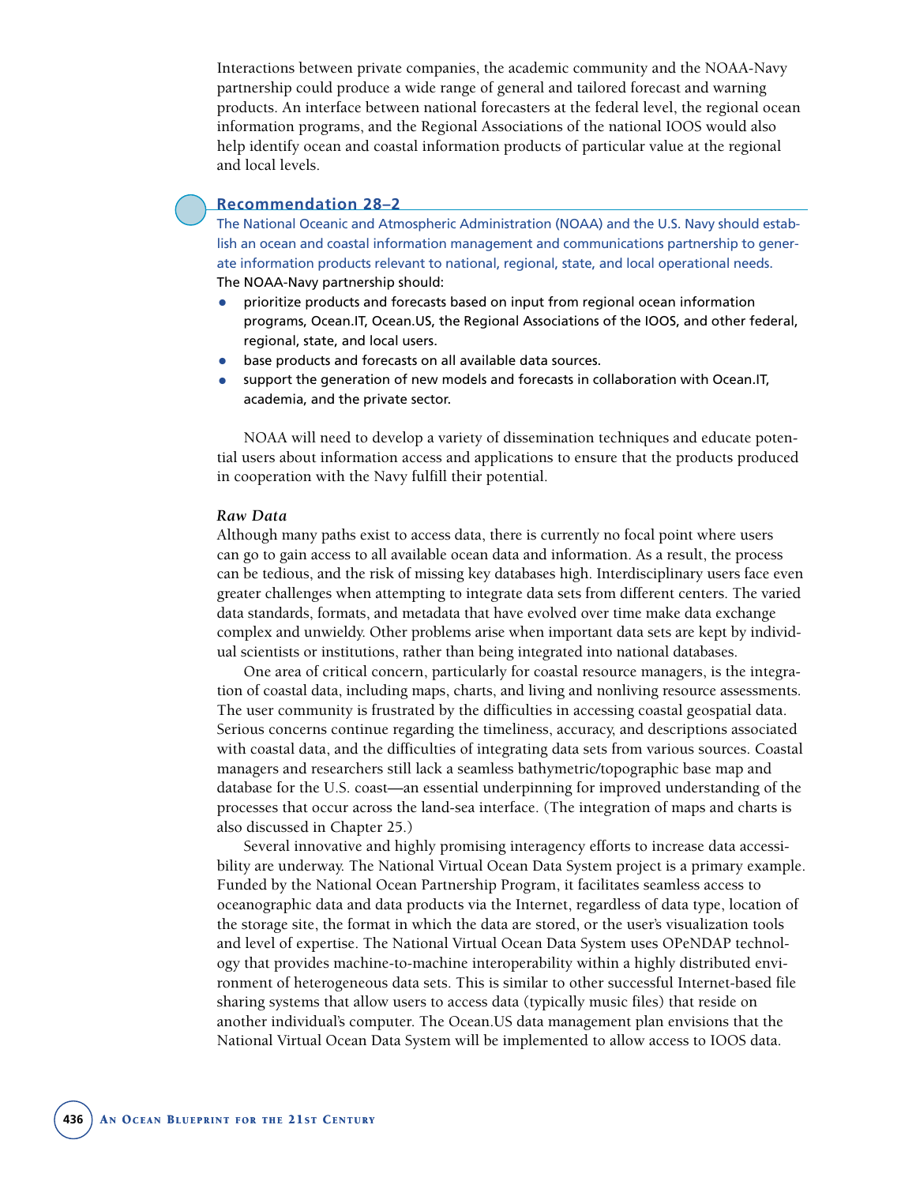Interactions between private companies, the academic community and the NOAA-Navy partnership could produce a wide range of general and tailored forecast and warning products. An interface between national forecasters at the federal level, the regional ocean information programs, and the Regional Associations of the national IOOS would also help identify ocean and coastal information products of particular value at the regional and local levels.

### Recommendation 28–2

The National Oceanic and Atmospheric Administration (NOAA) and the U.S. Navy should establish an ocean and coastal information management and communications partnership to generate information products relevant to national, regional, state, and local operational needs.

The NOAA-Navy partnership should:

- prioritize products and forecasts based on input from regional ocean information programs, Ocean.IT, Ocean.US, the Regional Associations of the IOOS, and other federal, regional, state, and local users.
- base products and forecasts on all available data sources.
- support the generation of new models and forecasts in collaboration with Ocean.IT, academia, and the private sector.

NOAA will need to develop a variety of dissemination techniques and educate potential users about information access and applications to ensure that the products produced in cooperation with the Navy fulfill their potential.

#### *Raw Data*

Although many paths exist to access data, there is currently no focal point where users can go to gain access to all available ocean data and information. As a result, the process can be tedious, and the risk of missing key databases high. Interdisciplinary users face even greater challenges when attempting to integrate data sets from different centers. The varied data standards, formats, and metadata that have evolved over time make data exchange complex and unwieldy. Other problems arise when important data sets are kept by individual scientists or institutions, rather than being integrated into national databases.

One area of critical concern, particularly for coastal resource managers, is the integration of coastal data, including maps, charts, and living and nonliving resource assessments. The user community is frustrated by the difficulties in accessing coastal geospatial data. Serious concerns continue regarding the timeliness, accuracy, and descriptions associated with coastal data, and the difficulties of integrating data sets from various sources. Coastal managers and researchers still lack a seamless bathymetric/topographic base map and database for the U.S. coast—an essential underpinning for improved understanding of the processes that occur across the land-sea interface. (The integration of maps and charts is also discussed in Chapter 25.)

Several innovative and highly promising interagency efforts to increase data accessibility are underway. The National Virtual Ocean Data System project is a primary example. Funded by the National Ocean Partnership Program, it facilitates seamless access to oceanographic data and data products via the Internet, regardless of data type, location of the storage site, the format in which the data are stored, or the user's visualization tools and level of expertise. The National Virtual Ocean Data System uses OPeNDAP technology that provides machine-to-machine interoperability within a highly distributed environment of heterogeneous data sets. This is similar to other successful Internet-based file sharing systems that allow users to access data (typically music files) that reside on another individual's computer. The Ocean.US data management plan envisions that the National Virtual Ocean Data System will be implemented to allow access to IOOS data.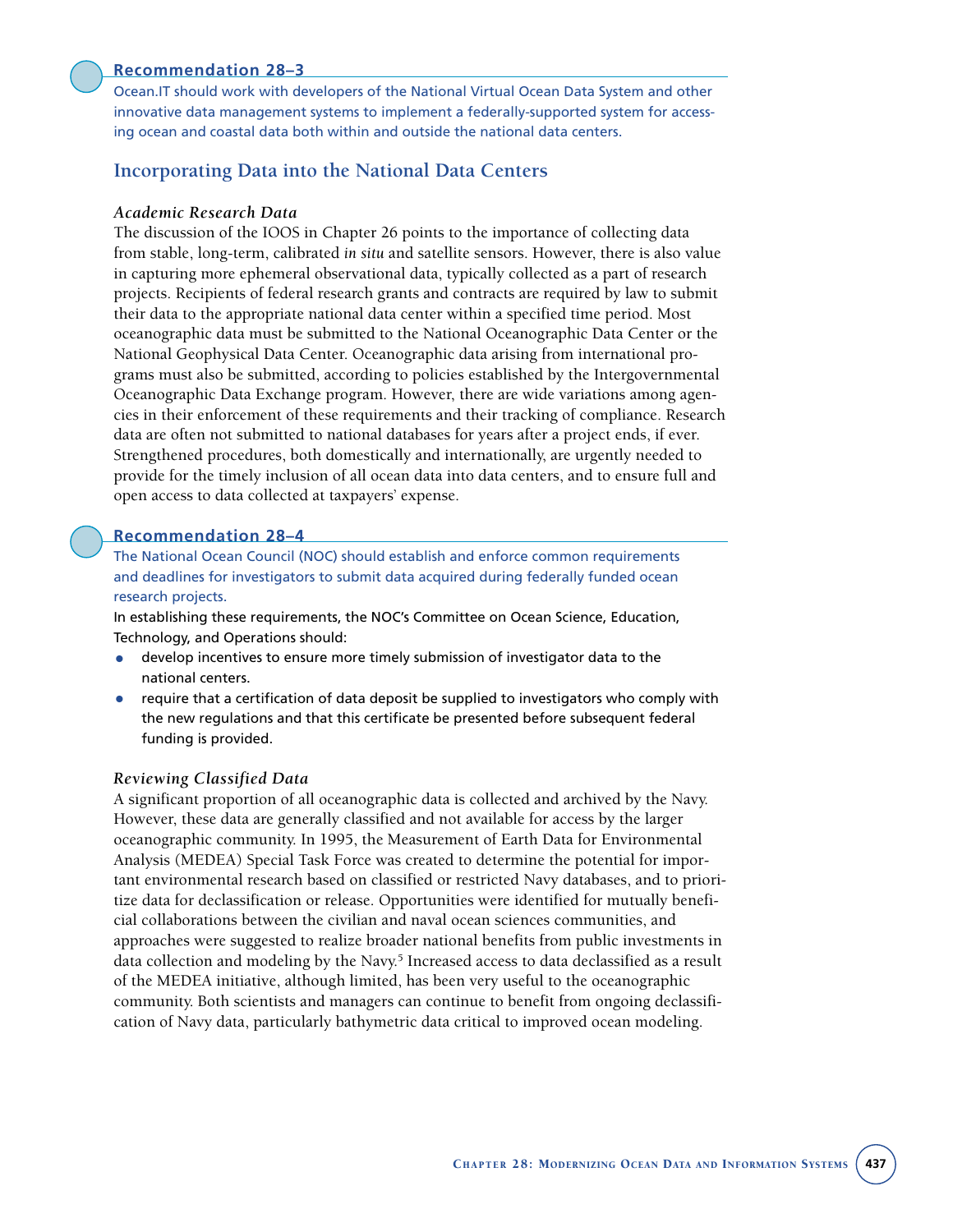### Recommendation 28–3

Ocean.IT should work with developers of the National Virtual Ocean Data System and other innovative data management systems to implement a federally-supported system for accessing ocean and coastal data both within and outside the national data centers.

## Incorporating Data into the National Data Centers

### *Academic Research Data*

The discussion of the IOOS in Chapter 26 points to the importance of collecting data from stable, long-term, calibrated *in situ* and satellite sensors. However, there is also value in capturing more ephemeral observational data, typically collected as a part of research projects. Recipients of federal research grants and contracts are required by law to submit their data to the appropriate national data center within a specified time period. Most oceanographic data must be submitted to the National Oceanographic Data Center or the National Geophysical Data Center. Oceanographic data arising from international programs must also be submitted, according to policies established by the Intergovernmental Oceanographic Data Exchange program. However, there are wide variations among agencies in their enforcement of these requirements and their tracking of compliance. Research data are often not submitted to national databases for years after a project ends, if ever. Strengthened procedures, both domestically and internationally, are urgently needed to provide for the timely inclusion of all ocean data into data centers, and to ensure full and open access to data collected at taxpayers' expense.

### Recommendation 28–4

The National Ocean Council (NOC) should establish and enforce common requirements and deadlines for investigators to submit data acquired during federally funded ocean research projects.

In establishing these requirements, the NOC's Committee on Ocean Science, Education, Technology, and Operations should:

- develop incentives to ensure more timely submission of investigator data to the national centers.
- require that a certification of data deposit be supplied to investigators who comply with the new regulations and that this certificate be presented before subsequent federal funding is provided.

### *Reviewing Classified Data*

A significant proportion of all oceanographic data is collected and archived by the Navy. However, these data are generally classified and not available for access by the larger oceanographic community. In 1995, the Measurement of Earth Data for Environmental Analysis (MEDEA) Special Task Force was created to determine the potential for important environmental research based on classified or restricted Navy databases, and to prioritize data for declassification or release. Opportunities were identified for mutually beneficial collaborations between the civilian and naval ocean sciences communities, and approaches were suggested to realize broader national benefits from public investments in data collection and modeling by the Navy.[5] Increased access to data declassified as a result of the MEDEA initiative, although limited, has been very useful to the oceanographic community. Both scientists and managers can continue to benefit from ongoing declassification of Navy data, particularly bathymetric data critical to improved ocean modeling.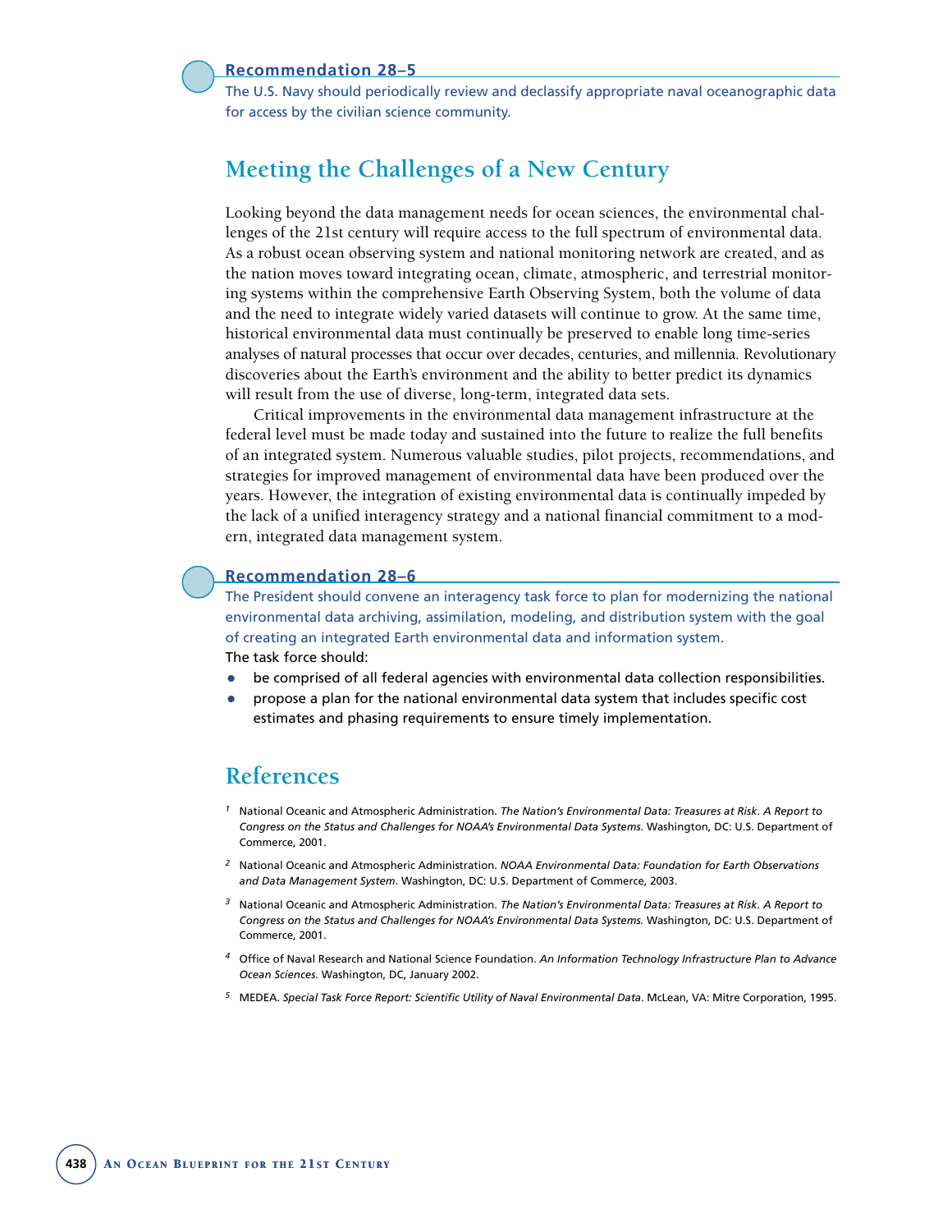**Recommendation 28–5**

The U.S. Navy should periodically review and declassify appropriate naval oceanographic data for access by the civilian science community.

## Meeting the Challenges of a New Century

Looking beyond the data management needs for ocean sciences, the environmental challenges of the 21st century will require access to the full spectrum of environmental data. As a robust ocean observing system and national monitoring network are created, and as the nation moves toward integrating ocean, climate, atmospheric, and terrestrial monitoring systems within the comprehensive Earth Observing System, both the volume of data and the need to integrate widely varied datasets will continue to grow. At the same time, historical environmental data must continually be preserved to enable long time-series analyses of natural processes that occur over decades, centuries, and millennia. Revolutionary discoveries about the Earth's environment and the ability to better predict its dynamics will result from the use of diverse, long-term, integrated data sets.

Critical improvements in the environmental data management infrastructure at the federal level must be made today and sustained into the future to realize the full benefits of an integrated system. Numerous valuable studies, pilot projects, recommendations, and strategies for improved management of environmental data have been produced over the years. However, the integration of existing environmental data is continually impeded by the lack of a unified interagency strategy and a national financial commitment to a modern, integrated data management system.

**Recommendation 28–6**

The President should convene an interagency task force to plan for modernizing the national environmental data archiving, assimilation, modeling, and distribution system with the goal of creating an integrated Earth environmental data and information system.

The task force should:

- be comprised of all federal agencies with environmental data collection responsibilities.
- propose a plan for the national environmental data system that includes specific cost estimates and phasing requirements to ensure timely implementation.

## References

[1] National Oceanic and Atmospheric Administration. *The Nation's Environmental Data: Treasures at Risk. A Report to Congress on the Status and Challenges for NOAA's Environmental Data Systems.* Washington, DC: U.S. Department of Commerce, 2001.

[2] National Oceanic and Atmospheric Administration. *NOAA Environmental Data: Foundation for Earth Observations and Data Management System*. Washington, DC: U.S. Department of Commerce, 2003.

[3] National Oceanic and Atmospheric Administration. *The Nation's Environmental Data: Treasures at Risk. A Report to Congress on the Status and Challenges for NOAA's Environmental Data Systems.* Washington, DC: U.S. Department of Commerce, 2001.

[4] Office of Naval Research and National Science Foundation. *An Information Technology Infrastructure Plan to Advance Ocean Sciences*. Washington, DC, January 2002.

[5] MEDEA. *Special Task Force Report: Scientific Utility of Naval Environmental Data*. McLean, VA: Mitre Corporation, 1995.